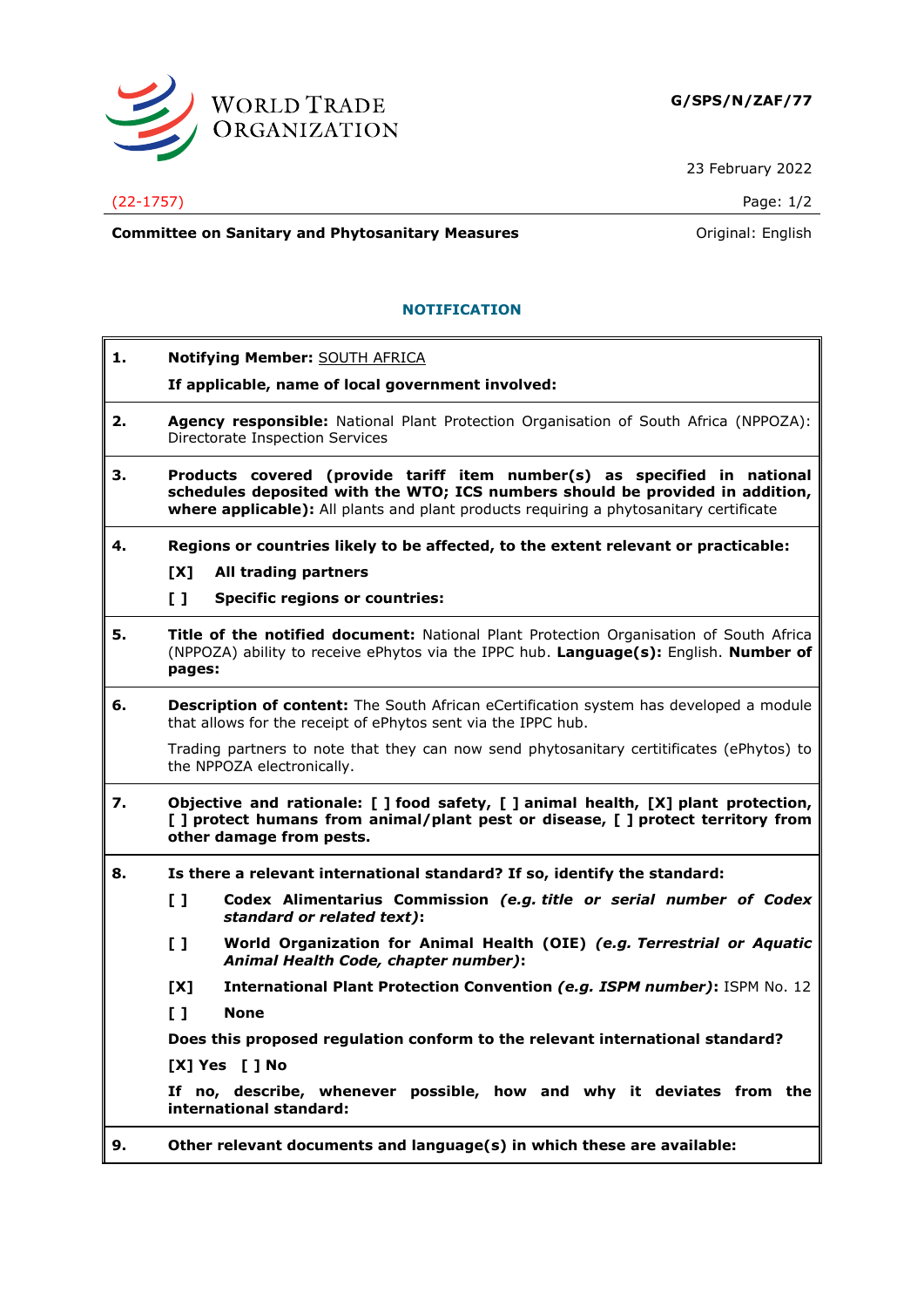WORLD TRADE ORGANIZATION

**G/SPS/N/ZAF/77**

23 February 2022

(22-1757)

**Committee on Sanitary and Phytosanitary Measures** Original: English

## NOTIFICATION

**1. Notifying Member:** SOUTH AFRICA

**If applicable, name of local government involved:**

**2. Agency responsible:** National Plant Protection Organisation of South Africa (NPPOZA): Directorate Inspection Services

**3. Products covered (provide tariff item number(s) as specified in national schedules deposited with the WTO; ICS numbers should be provided in addition, where applicable):** All plants and plant products requiring a phytosanitary certificate

**4. Regions or countries likely to be affected, to the extent relevant or practicable:**

**[X] All trading partners**

**[ ] Specific regions or countries:**

**5. Title of the notified document:** National Plant Protection Organisation of South Africa (NPPOZA) ability to receive ePhytos via the IPPC hub. **Language(s):** English. **Number of pages:**

**6. Description of content:** The South African eCertification system has developed a module that allows for the receipt of ePhytos sent via the IPPC hub.

Trading partners to note that they can now send phytosanitary certitificates (ePhytos) to the NPPOZA electronically.

**7. Objective and rationale: [ ] food safety, [ ] animal health, [X] plant protection, [ ] protect humans from animal/plant pest or disease, [ ] protect territory from other damage from pests.**

**8. Is there a relevant international standard? If so, identify the standard:**

**[ ] Codex Alimentarius Commission** ***(e.g. title or serial number of Codex standard or related text)*****:**

**[ ] World Organization for Animal Health (OIE)** ***(e.g. Terrestrial or Aquatic Animal Health Code, chapter number)*****:**

**[X] International Plant Protection Convention** ***(e.g. ISPM number)*****:** ISPM No. 12

**[ ] None**

**Does this proposed regulation conform to the relevant international standard?**

**[X] Yes [ ] No**

**If no, describe, whenever possible, how and why it deviates from the international standard:**

**9. Other relevant documents and language(s) in which these are available:**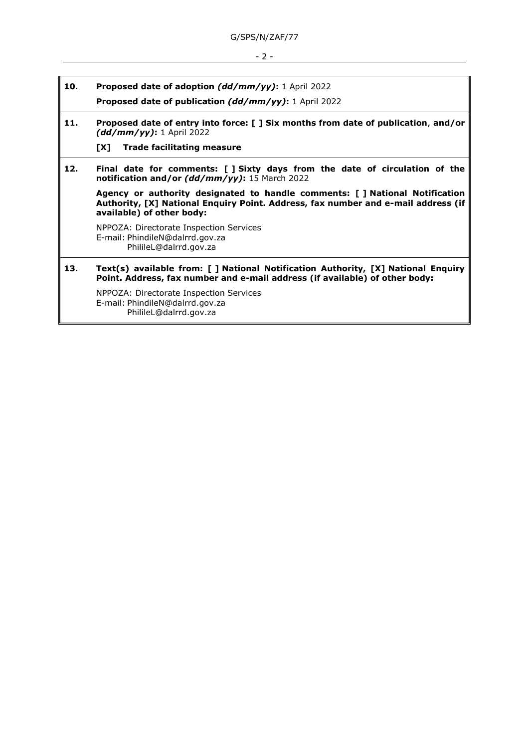**10. Proposed date of adoption *(dd/mm/yy)*:** 1 April 2022

**Proposed date of publication *(dd/mm/yy)*:** 1 April 2022

**11. Proposed date of entry into force: [ ] Six months from date of publication, and/or *(dd/mm/yy)*:** 1 April 2022

**[X] Trade facilitating measure**

**12. Final date for comments: [ ] Sixty days from the date of circulation of the notification and/or *(dd/mm/yy)*:** 15 March 2022

**Agency or authority designated to handle comments: [ ] National Notification Authority, [X] National Enquiry Point. Address, fax number and e-mail address (if available) of other body:**

NPPOZA: Directorate Inspection Services
E-mail: PhindileN@dalrrd.gov.za
PhilileL@dalrrd.gov.za

**13. Text(s) available from: [ ] National Notification Authority, [X] National Enquiry Point. Address, fax number and e-mail address (if available) of other body:**

NPPOZA: Directorate Inspection Services
E-mail: PhindileN@dalrrd.gov.za
PhilileL@dalrrd.gov.za